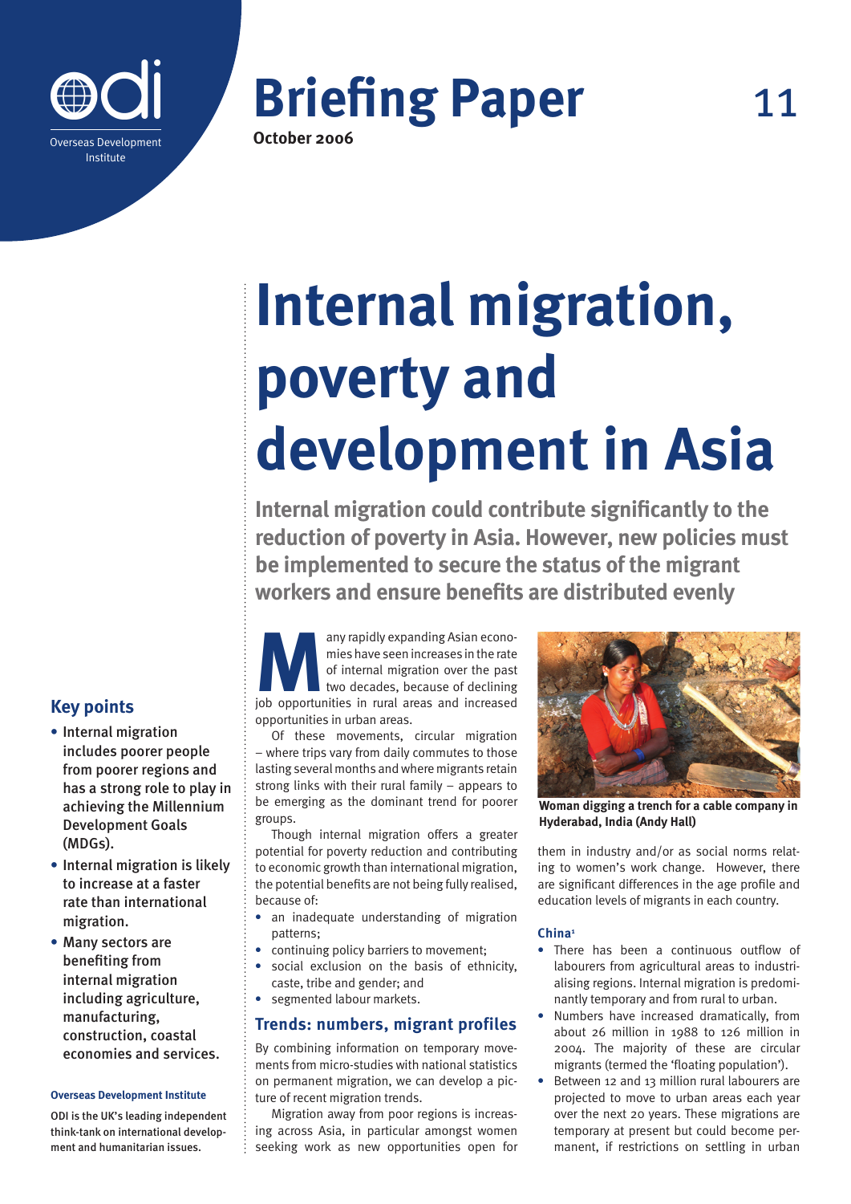Overseas Development Institute

# Briefing Paper 11

**October 2006**

# Internal migration, poverty and development in Asia

## Internal migration could contribute significantly to the reduction of poverty in Asia. However, new policies must be implemented to secure the status of the migrant workers and ensure benefits are distributed evenly

### Key points

- Internal migration includes poorer people from poorer regions and has a strong role to play in achieving the Millennium Development Goals (MDGs).
- Internal migration is likely to increase at a faster rate than international migration.
- Many sectors are benefiting from internal migration including agriculture, manufacturing, construction, coastal economies and services.

**Overseas Development Institute**

ODI is the UK's leading independent think-tank on international development and humanitarian issues.

Many rapidly expanding Asian economies have seen increases in the rate of internal migration over the past two decades, because of declining job opportunities in rural areas and increased opportunities in urban areas.

Of these movements, circular migration – where trips vary from daily commutes to those lasting several months and where migrants retain strong links with their rural family – appears to be emerging as the dominant trend for poorer groups.

Though internal migration offers a greater potential for poverty reduction and contributing to economic growth than international migration, the potential benefits are not being fully realised, because of:

- an inadequate understanding of migration patterns;
- continuing policy barriers to movement;
- social exclusion on the basis of ethnicity, caste, tribe and gender; and
- segmented labour markets.

### Trends: numbers, migrant profiles

By combining information on temporary movements from micro-studies with national statistics on permanent migration, we can develop a picture of recent migration trends.

Migration away from poor regions is increasing across Asia, in particular amongst women seeking work as new opportunities open for them in industry and/or as social norms relating to women's work change. However, there are significant differences in the age profile and education levels of migrants in each country.

**Woman digging a trench for a cable company in Hyderabad, India (Andy Hall)**

#### China[1]

- There has been a continuous outflow of labourers from agricultural areas to industrialising regions. Internal migration is predominantly temporary and from rural to urban.
- Numbers have increased dramatically, from about 26 million in 1988 to 126 million in 2004. The majority of these are circular migrants (termed the 'floating population').
- Between 12 and 13 million rural labourers are projected to move to urban areas each year over the next 20 years. These migrations are temporary at present but could become permanent, if restrictions on settling in urban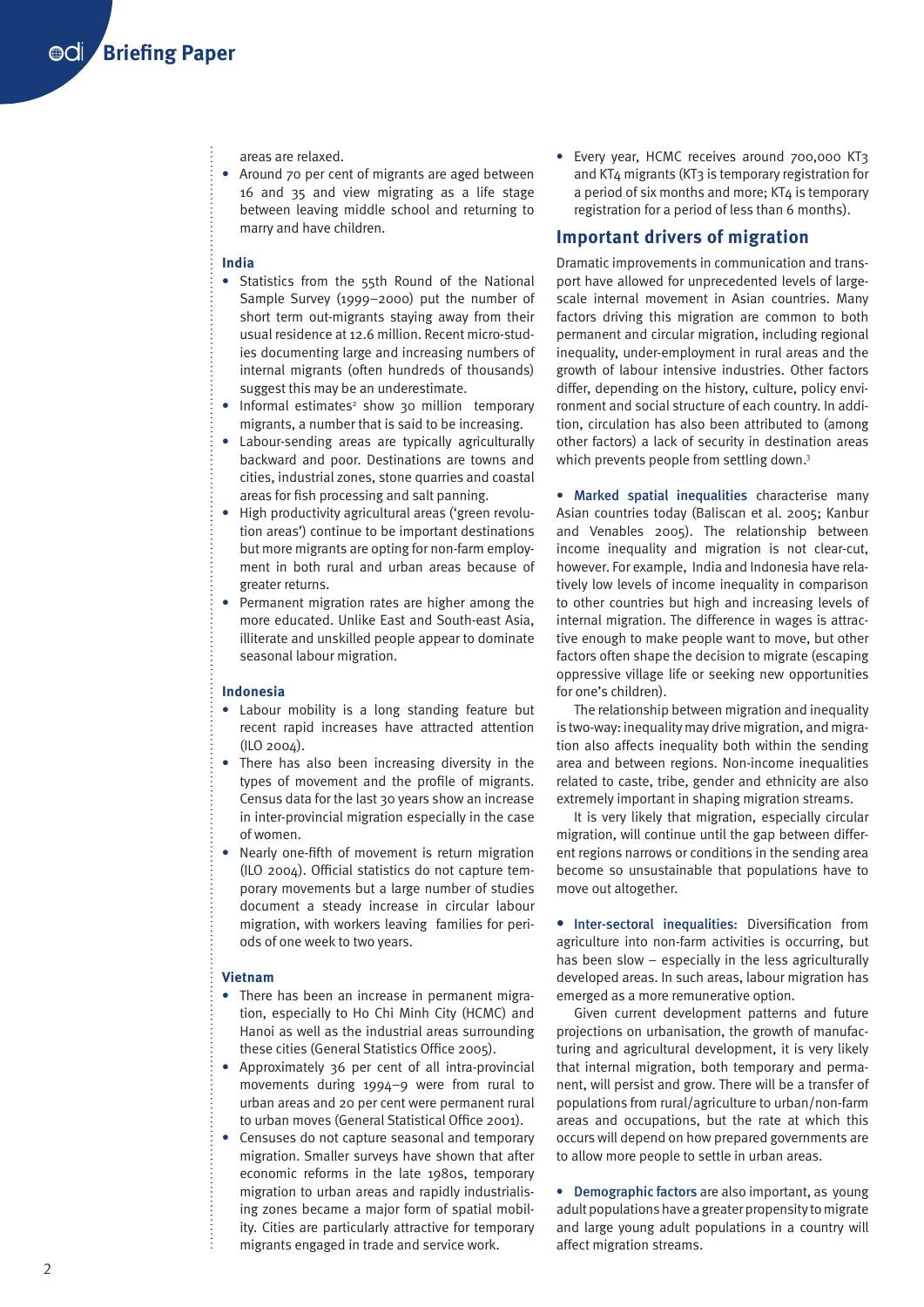areas are relaxed.

- Around 70 per cent of migrants are aged between 16 and 35 and view migrating as a life stage between leaving middle school and returning to marry and have children.

### India

- Statistics from the 55th Round of the National Sample Survey (1999–2000) put the number of short term out-migrants staying away from their usual residence at 12.6 million. Recent micro-studies documenting large and increasing numbers of internal migrants (often hundreds of thousands) suggest this may be an underestimate.
- Informal estimates[2] show 30 million temporary migrants, a number that is said to be increasing.
- Labour-sending areas are typically agriculturally backward and poor. Destinations are towns and cities, industrial zones, stone quarries and coastal areas for fish processing and salt panning.
- High productivity agricultural areas ('green revolution areas') continue to be important destinations but more migrants are opting for non-farm employment in both rural and urban areas because of greater returns.
- Permanent migration rates are higher among the more educated. Unlike East and South-east Asia, illiterate and unskilled people appear to dominate seasonal labour migration.

### Indonesia

- Labour mobility is a long standing feature but recent rapid increases have attracted attention (ILO 2004).
- There has also been increasing diversity in the types of movement and the profile of migrants. Census data for the last 30 years show an increase in inter-provincial migration especially in the case of women.
- Nearly one-fifth of movement is return migration (ILO 2004). Official statistics do not capture temporary movements but a large number of studies document a steady increase in circular labour migration, with workers leaving families for periods of one week to two years.

### Vietnam

- There has been an increase in permanent migration, especially to Ho Chi Minh City (HCMC) and Hanoi as well as the industrial areas surrounding these cities (General Statistics Office 2005).
- Approximately 36 per cent of all intra-provincial movements during 1994–9 were from rural to urban areas and 20 per cent were permanent rural to urban moves (General Statistical Office 2001).
- Censuses do not capture seasonal and temporary migration. Smaller surveys have shown that after economic reforms in the late 1980s, temporary migration to urban areas and rapidly industrialising zones became a major form of spatial mobility. Cities are particularly attractive for temporary migrants engaged in trade and service work.
- Every year, HCMC receives around 700,000 KT3 and KT4 migrants (KT3 is temporary registration for a period of six months and more; KT4 is temporary registration for a period of less than 6 months).

## Important drivers of migration

Dramatic improvements in communication and transport have allowed for unprecedented levels of large-scale internal movement in Asian countries. Many factors driving this migration are common to both permanent and circular migration, including regional inequality, under-employment in rural areas and the growth of labour intensive industries. Other factors differ, depending on the history, culture, policy environment and social structure of each country. In addition, circulation has also been attributed to (among other factors) a lack of security in destination areas which prevents people from settling down.[3]

- **Marked spatial inequalities** characterise many Asian countries today (Baliscan et al. 2005; Kanbur and Venables 2005). The relationship between income inequality and migration is not clear-cut, however. For example, India and Indonesia have relatively low levels of income inequality in comparison to other countries but high and increasing levels of internal migration. The difference in wages is attractive enough to make people want to move, but other factors often shape the decision to migrate (escaping oppressive village life or seeking new opportunities for one's children).

The relationship between migration and inequality is two-way: inequality may drive migration, and migration also affects inequality both within the sending area and between regions. Non-income inequalities related to caste, tribe, gender and ethnicity are also extremely important in shaping migration streams.

It is very likely that migration, especially circular migration, will continue until the gap between different regions narrows or conditions in the sending area become so unsustainable that populations have to move out altogether.

- **Inter-sectoral inequalities:** Diversification from agriculture into non-farm activities is occurring, but has been slow – especially in the less agriculturally developed areas. In such areas, labour migration has emerged as a more remunerative option.

Given current development patterns and future projections on urbanisation, the growth of manufacturing and agricultural development, it is very likely that internal migration, both temporary and permanent, will persist and grow. There will be a transfer of populations from rural/agriculture to urban/non-farm areas and occupations, but the rate at which this occurs will depend on how prepared governments are to allow more people to settle in urban areas.

- **Demographic factors** are also important, as young adult populations have a greater propensity to migrate and large young adult populations in a country will affect migration streams.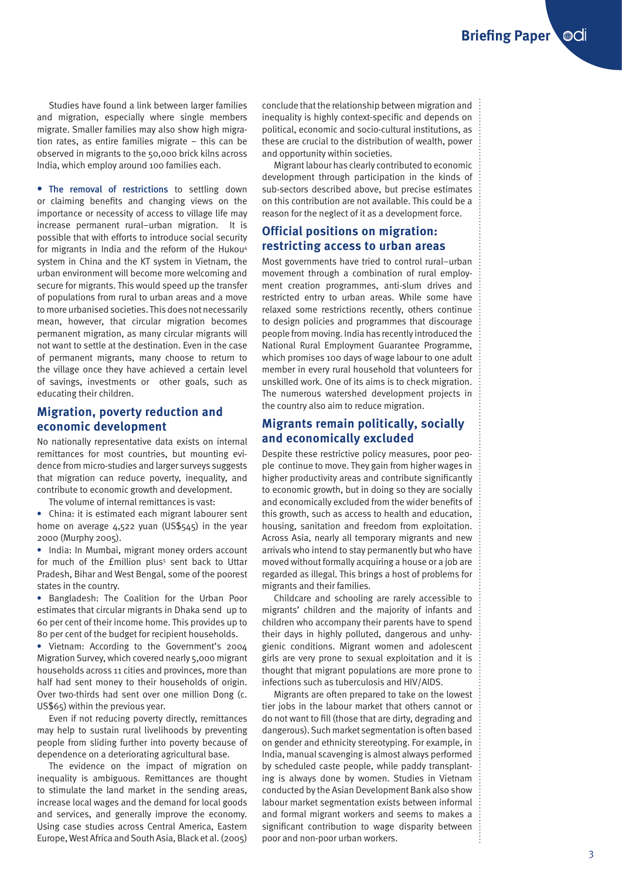Studies have found a link between larger families and migration, especially where single members migrate. Smaller families may also show high migration rates, as entire families migrate – this can be observed in migrants to the 50,000 brick kilns across India, which employ around 100 families each.

- **The removal of restrictions** to settling down or claiming benefits and changing views on the importance or necessity of access to village life may increase permanent rural–urban migration. It is possible that with efforts to introduce social security for migrants in India and the reform of the Hukou[4] system in China and the KT system in Vietnam, the urban environment will become more welcoming and secure for migrants. This would speed up the transfer of populations from rural to urban areas and a move to more urbanised societies. This does not necessarily mean, however, that circular migration becomes permanent migration, as many circular migrants will not want to settle at the destination. Even in the case of permanent migrants, many choose to return to the village once they have achieved a certain level of savings, investments or other goals, such as educating their children.

## Migration, poverty reduction and economic development

No nationally representative data exists on internal remittances for most countries, but mounting evidence from micro-studies and larger surveys suggests that migration can reduce poverty, inequality, and contribute to economic growth and development.

The volume of internal remittances is vast:

- China: it is estimated each migrant labourer sent home on average 4,522 yuan (US$545) in the year 2000 (Murphy 2005).
- India: In Mumbai, migrant money orders account for much of the £million plus[5] sent back to Uttar Pradesh, Bihar and West Bengal, some of the poorest states in the country.
- Bangladesh: The Coalition for the Urban Poor estimates that circular migrants in Dhaka send up to 60 per cent of their income home. This provides up to 80 per cent of the budget for recipient households.
- Vietnam: According to the Government's 2004 Migration Survey, which covered nearly 5,000 migrant households across 11 cities and provinces, more than half had sent money to their households of origin. Over two-thirds had sent over one million Dong (c. US$65) within the previous year.

Even if not reducing poverty directly, remittances may help to sustain rural livelihoods by preventing people from sliding further into poverty because of dependence on a deteriorating agricultural base.

The evidence on the impact of migration on inequality is ambiguous. Remittances are thought to stimulate the land market in the sending areas, increase local wages and the demand for local goods and services, and generally improve the economy. Using case studies across Central America, Eastern Europe, West Africa and South Asia, Black et al. (2005) conclude that the relationship between migration and inequality is highly context-specific and depends on political, economic and socio-cultural institutions, as these are crucial to the distribution of wealth, power and opportunity within societies.

Migrant labour has clearly contributed to economic development through participation in the kinds of sub-sectors described above, but precise estimates on this contribution are not available. This could be a reason for the neglect of it as a development force.

## Official positions on migration: restricting access to urban areas

Most governments have tried to control rural–urban movement through a combination of rural employment creation programmes, anti-slum drives and restricted entry to urban areas. While some have relaxed some restrictions recently, others continue to design policies and programmes that discourage people from moving. India has recently introduced the National Rural Employment Guarantee Programme, which promises 100 days of wage labour to one adult member in every rural household that volunteers for unskilled work. One of its aims is to check migration. The numerous watershed development projects in the country also aim to reduce migration.

## Migrants remain politically, socially and economically excluded

Despite these restrictive policy measures, poor people continue to move. They gain from higher wages in higher productivity areas and contribute significantly to economic growth, but in doing so they are socially and economically excluded from the wider benefits of this growth, such as access to health and education, housing, sanitation and freedom from exploitation. Across Asia, nearly all temporary migrants and new arrivals who intend to stay permanently but who have moved without formally acquiring a house or a job are regarded as illegal. This brings a host of problems for migrants and their families.

Childcare and schooling are rarely accessible to migrants' children and the majority of infants and children who accompany their parents have to spend their days in highly polluted, dangerous and unhygienic conditions. Migrant women and adolescent girls are very prone to sexual exploitation and it is thought that migrant populations are more prone to infections such as tuberculosis and HIV/AIDS.

Migrants are often prepared to take on the lowest tier jobs in the labour market that others cannot or do not want to fill (those that are dirty, degrading and dangerous). Such market segmentation is often based on gender and ethnicity stereotyping. For example, in India, manual scavenging is almost always performed by scheduled caste people, while paddy transplanting is always done by women. Studies in Vietnam conducted by the Asian Development Bank also show labour market segmentation exists between informal and formal migrant workers and seems to makes a significant contribution to wage disparity between poor and non-poor urban workers.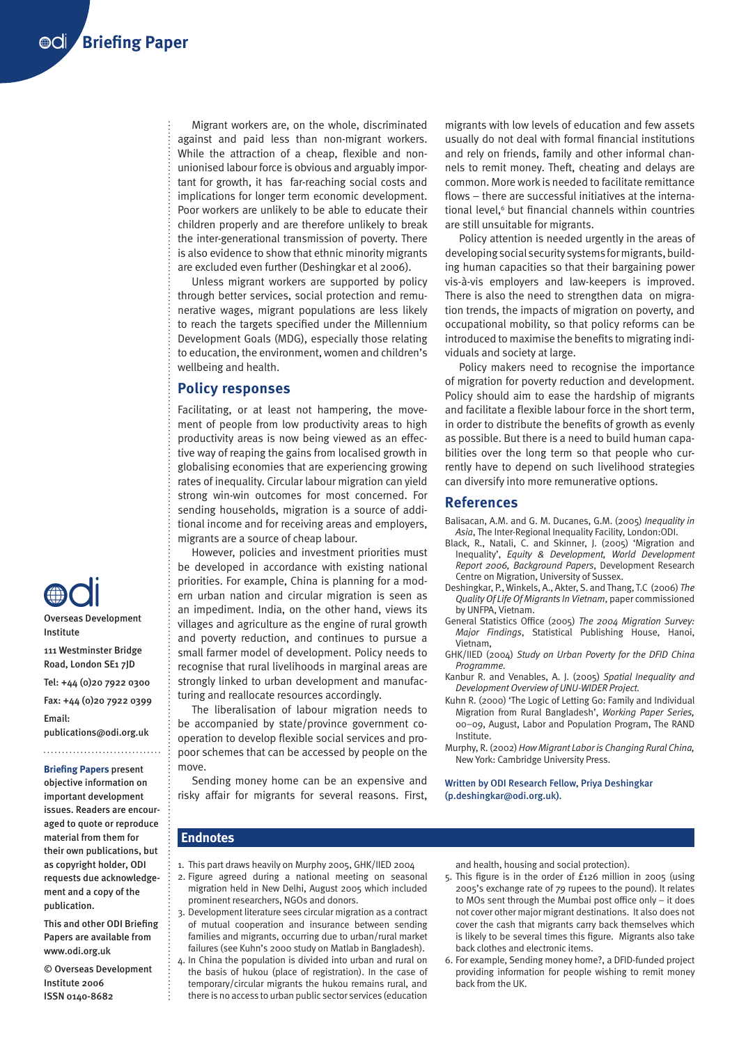Migrant workers are, on the whole, discriminated against and paid less than non-migrant workers. While the attraction of a cheap, flexible and non-unionised labour force is obvious and arguably important for growth, it has far-reaching social costs and implications for longer term economic development. Poor workers are unlikely to be able to educate their children properly and are therefore unlikely to break the inter-generational transmission of poverty. There is also evidence to show that ethnic minority migrants are excluded even further (Deshingkar et al 2006).

Unless migrant workers are supported by policy through better services, social protection and remunerative wages, migrant populations are less likely to reach the targets specified under the Millennium Development Goals (MDG), especially those relating to education, the environment, women and children's wellbeing and health.

## Policy responses

Facilitating, or at least not hampering, the movement of people from low productivity areas to high productivity areas is now being viewed as an effective way of reaping the gains from localised growth in globalising economies that are experiencing growing rates of inequality. Circular labour migration can yield strong win-win outcomes for most concerned. For sending households, migration is a source of additional income and for receiving areas and employers, migrants are a source of cheap labour.

However, policies and investment priorities must be developed in accordance with existing national priorities. For example, China is planning for a modern urban nation and circular migration is seen as an impediment. India, on the other hand, views its villages and agriculture as the engine of rural growth and poverty reduction, and continues to pursue a small farmer model of development. Policy needs to recognise that rural livelihoods in marginal areas are strongly linked to urban development and manufacturing and reallocate resources accordingly.

The liberalisation of labour migration needs to be accompanied by state/province government co-operation to develop flexible social services and pro-poor schemes that can be accessed by people on the move.

Sending money home can be an expensive and risky affair for migrants for several reasons. First, migrants with low levels of education and few assets usually do not deal with formal financial institutions and rely on friends, family and other informal channels to remit money. Theft, cheating and delays are common. More work is needed to facilitate remittance flows – there are successful initiatives at the international level,[6] but financial channels within countries are still unsuitable for migrants.

Policy attention is needed urgently in the areas of developing social security systems for migrants, building human capacities so that their bargaining power vis-à-vis employers and law-keepers is improved. There is also the need to strengthen data on migration trends, the impacts of migration on poverty, and occupational mobility, so that policy reforms can be introduced to maximise the benefits to migrating individuals and society at large.

Policy makers need to recognise the importance of migration for poverty reduction and development. Policy should aim to ease the hardship of migrants and facilitate a flexible labour force in the short term, in order to distribute the benefits of growth as evenly as possible. But there is a need to build human capabilities over the long term so that people who currently have to depend on such livelihood strategies can diversify into more remunerative options.

## References

Balisacan, A.M. and G. M. Ducanes, G.M. (2005) *Inequality in Asia*, The Inter-Regional Inequality Facility, London:ODI.

Black, R., Natali, C. and Skinner, J. (2005) 'Migration and Inequality', *Equity & Development, World Development Report 2006, Background Papers*, Development Research Centre on Migration, University of Sussex.

Deshingkar, P., Winkels, A., Akter, S. and Thang, T.C (2006) *The Quality Of Life Of Migrants In Vietnam*, paper commissioned by UNFPA, Vietnam.

General Statistics Office (2005) *The 2004 Migration Survey: Major Findings*, Statistical Publishing House, Hanoi, Vietnam,

GHK/IIED (2004) *Study on Urban Poverty for the DFID China Programme.*

Kanbur R. and Venables, A. J. (2005) *Spatial Inequality and Development Overview of UNU-WIDER Project.*

Kuhn R. (2000) 'The Logic of Letting Go: Family and Individual Migration from Rural Bangladesh', *Working Paper Series*, 00–09, August, Labor and Population Program, The RAND Institute.

Murphy, R. (2002) *How Migrant Labor is Changing Rural China*, New York: Cambridge University Press.

Written by ODI Research Fellow, Priya Deshingkar (p.deshingkar@odi.org.uk).

## Endnotes

1. This part draws heavily on Murphy 2005, GHK/IIED 2004
2. Figure agreed during a national meeting on seasonal migration held in New Delhi, August 2005 which included prominent researchers, NGOs and donors.
3. Development literature sees circular migration as a contract of mutual cooperation and insurance between sending families and migrants, occurring due to urban/rural market failures (see Kuhn's 2000 study on Matlab in Bangladesh).
4. In China the population is divided into urban and rural on the basis of hukou (place of registration). In the case of temporary/circular migrants the hukou remains rural, and there is no access to urban public sector services (education and health, housing and social protection).
5. This figure is in the order of £126 million in 2005 (using 2005's exchange rate of 79 rupees to the pound). It relates to MOs sent through the Mumbai post office only – it does not cover other major migrant destinations. It also does not cover the cash that migrants carry back themselves which is likely to be several times this figure. Migrants also take back clothes and electronic items.
6. For example, Sending money home?, a DFID-funded project providing information for people wishing to remit money back from the UK.

Overseas Development Institute

111 Westminster Bridge Road, London SE1 7JD

Tel: +44 (0)20 7922 0300

Fax: +44 (0)20 7922 0399

Email: publications@odi.org.uk

**Briefing Papers** present objective information on important development issues. Readers are encouraged to quote or reproduce material from them for their own publications, but as copyright holder, ODI requests due acknowledgement and a copy of the publication.

This and other ODI Briefing Papers are available from www.odi.org.uk

© Overseas Development Institute 2006
ISSN 0140-8682